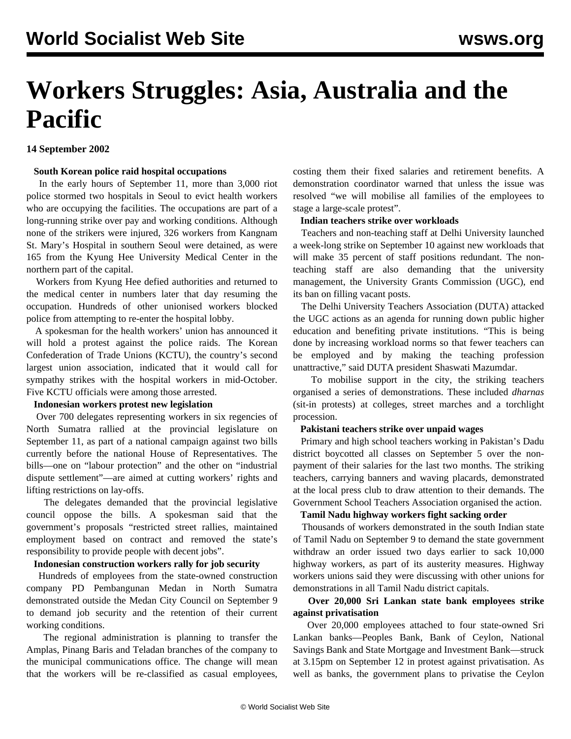# Workers Struggles: Asia, Australia and the Pacific

**14 September 2002**

**South Korean police raid hospital occupations**

In the early hours of September 11, more than 3,000 riot police stormed two hospitals in Seoul to evict health workers who are occupying the facilities. The occupations are part of a long-running strike over pay and working conditions. Although none of the strikers were injured, 326 workers from Kangnam St. Mary's Hospital in southern Seoul were detained, as were 165 from the Kyung Hee University Medical Center in the northern part of the capital.

Workers from Kyung Hee defied authorities and returned to the medical center in numbers later that day resuming the occupation. Hundreds of other unionised workers blocked police from attempting to re-enter the hospital lobby.

A spokesman for the health workers' union has announced it will hold a protest against the police raids. The Korean Confederation of Trade Unions (KCTU), the country's second largest union association, indicated that it would call for sympathy strikes with the hospital workers in mid-October. Five KCTU officials were among those arrested.

**Indonesian workers protest new legislation**

Over 700 delegates representing workers in six regencies of North Sumatra rallied at the provincial legislature on September 11, as part of a national campaign against two bills currently before the national House of Representatives. The bills—one on "labour protection" and the other on "industrial dispute settlement"—are aimed at cutting workers' rights and lifting restrictions on lay-offs.

The delegates demanded that the provincial legislative council oppose the bills. A spokesman said that the government's proposals "restricted street rallies, maintained employment based on contract and removed the state's responsibility to provide people with decent jobs".

**Indonesian construction workers rally for job security**

Hundreds of employees from the state-owned construction company PD Pembangunan Medan in North Sumatra demonstrated outside the Medan City Council on September 9 to demand job security and the retention of their current working conditions.

The regional administration is planning to transfer the Amplas, Pinang Baris and Teladan branches of the company to the municipal communications office. The change will mean that the workers will be re-classified as casual employees, costing them their fixed salaries and retirement benefits. A demonstration coordinator warned that unless the issue was resolved "we will mobilise all families of the employees to stage a large-scale protest".

**Indian teachers strike over workloads**

Teachers and non-teaching staff at Delhi University launched a week-long strike on September 10 against new workloads that will make 35 percent of staff positions redundant. The non-teaching staff are also demanding that the university management, the University Grants Commission (UGC), end its ban on filling vacant posts.

The Delhi University Teachers Association (DUTA) attacked the UGC actions as an agenda for running down public higher education and benefiting private institutions. "This is being done by increasing workload norms so that fewer teachers can be employed and by making the teaching profession unattractive," said DUTA president Shaswati Mazumdar.

To mobilise support in the city, the striking teachers organised a series of demonstrations. These included *dharnas* (sit-in protests) at colleges, street marches and a torchlight procession.

**Pakistani teachers strike over unpaid wages**

Primary and high school teachers working in Pakistan's Dadu district boycotted all classes on September 5 over the non-payment of their salaries for the last two months. The striking teachers, carrying banners and waving placards, demonstrated at the local press club to draw attention to their demands. The Government School Teachers Association organised the action.

**Tamil Nadu highway workers fight sacking order**

Thousands of workers demonstrated in the south Indian state of Tamil Nadu on September 9 to demand the state government withdraw an order issued two days earlier to sack 10,000 highway workers, as part of its austerity measures. Highway workers unions said they were discussing with other unions for demonstrations in all Tamil Nadu district capitals.

**Over 20,000 Sri Lankan state bank employees strike against privatisation**

Over 20,000 employees attached to four state-owned Sri Lankan banks—Peoples Bank, Bank of Ceylon, National Savings Bank and State Mortgage and Investment Bank—struck at 3.15pm on September 12 in protest against privatisation. As well as banks, the government plans to privatise the Ceylon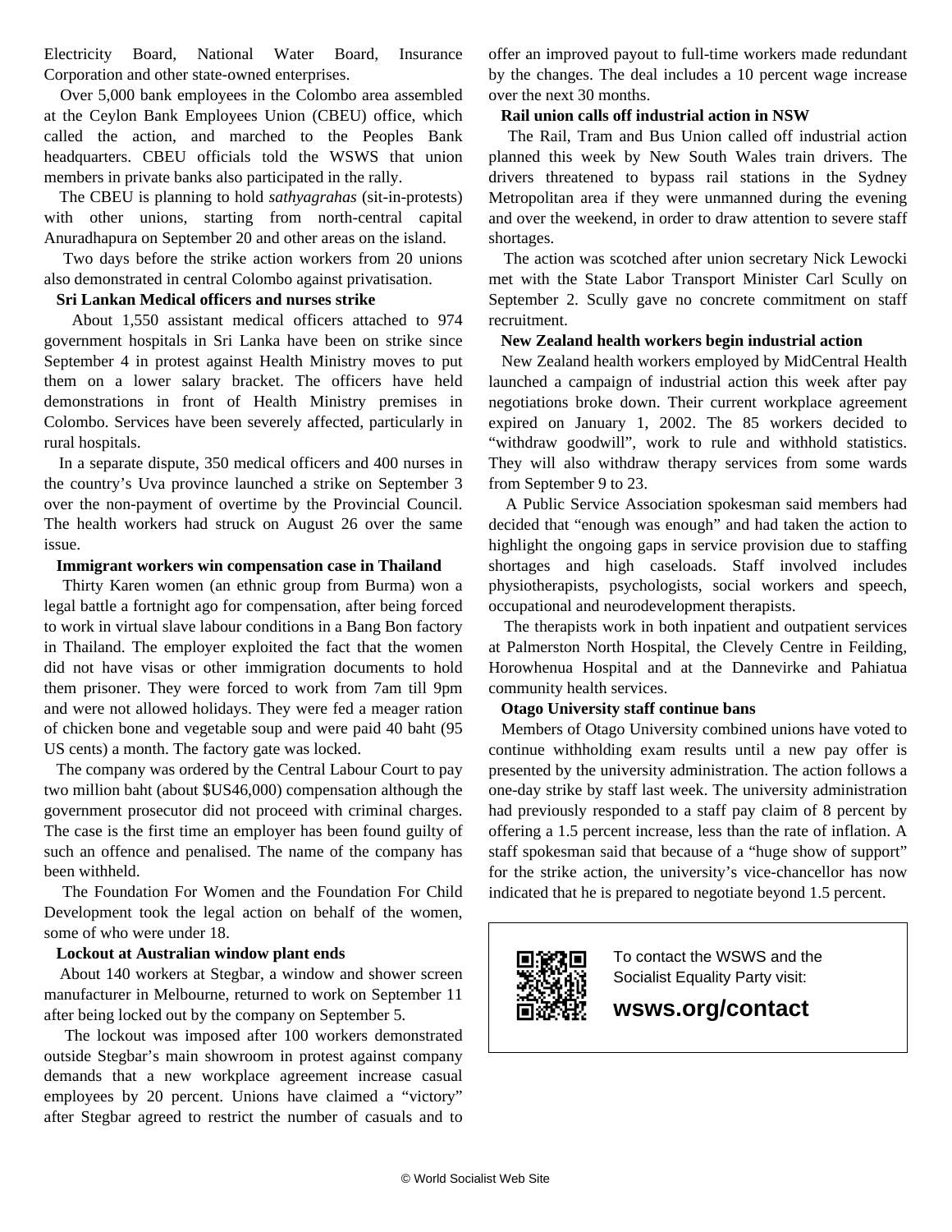Electricity Board, National Water Board, Insurance Corporation and other state-owned enterprises.

Over 5,000 bank employees in the Colombo area assembled at the Ceylon Bank Employees Union (CBEU) office, which called the action, and marched to the Peoples Bank headquarters. CBEU officials told the WSWS that union members in private banks also participated in the rally.

The CBEU is planning to hold *sathyagrahas* (sit-in-protests) with other unions, starting from north-central capital Anuradhapura on September 20 and other areas on the island.

Two days before the strike action workers from 20 unions also demonstrated in central Colombo against privatisation.

**Sri Lankan Medical officers and nurses strike**

About 1,550 assistant medical officers attached to 974 government hospitals in Sri Lanka have been on strike since September 4 in protest against Health Ministry moves to put them on a lower salary bracket. The officers have held demonstrations in front of Health Ministry premises in Colombo. Services have been severely affected, particularly in rural hospitals.

In a separate dispute, 350 medical officers and 400 nurses in the country's Uva province launched a strike on September 3 over the non-payment of overtime by the Provincial Council. The health workers had struck on August 26 over the same issue.

**Immigrant workers win compensation case in Thailand**

Thirty Karen women (an ethnic group from Burma) won a legal battle a fortnight ago for compensation, after being forced to work in virtual slave labour conditions in a Bang Bon factory in Thailand. The employer exploited the fact that the women did not have visas or other immigration documents to hold them prisoner. They were forced to work from 7am till 9pm and were not allowed holidays. They were fed a meager ration of chicken bone and vegetable soup and were paid 40 baht (95 US cents) a month. The factory gate was locked.

The company was ordered by the Central Labour Court to pay two million baht (about $US46,000) compensation although the government prosecutor did not proceed with criminal charges. The case is the first time an employer has been found guilty of such an offence and penalised. The name of the company has been withheld.

The Foundation For Women and the Foundation For Child Development took the legal action on behalf of the women, some of who were under 18.

**Lockout at Australian window plant ends**

About 140 workers at Stegbar, a window and shower screen manufacturer in Melbourne, returned to work on September 11 after being locked out by the company on September 5.

The lockout was imposed after 100 workers demonstrated outside Stegbar's main showroom in protest against company demands that a new workplace agreement increase casual employees by 20 percent. Unions have claimed a "victory" after Stegbar agreed to restrict the number of casuals and to offer an improved payout to full-time workers made redundant by the changes. The deal includes a 10 percent wage increase over the next 30 months.

**Rail union calls off industrial action in NSW**

The Rail, Tram and Bus Union called off industrial action planned this week by New South Wales train drivers. The drivers threatened to bypass rail stations in the Sydney Metropolitan area if they were unmanned during the evening and over the weekend, in order to draw attention to severe staff shortages.

The action was scotched after union secretary Nick Lewocki met with the State Labor Transport Minister Carl Scully on September 2. Scully gave no concrete commitment on staff recruitment.

**New Zealand health workers begin industrial action**

New Zealand health workers employed by MidCentral Health launched a campaign of industrial action this week after pay negotiations broke down. Their current workplace agreement expired on January 1, 2002. The 85 workers decided to "withdraw goodwill", work to rule and withhold statistics. They will also withdraw therapy services from some wards from September 9 to 23.

A Public Service Association spokesman said members had decided that "enough was enough" and had taken the action to highlight the ongoing gaps in service provision due to staffing shortages and high caseloads. Staff involved includes physiotherapists, psychologists, social workers and speech, occupational and neurodevelopment therapists.

The therapists work in both inpatient and outpatient services at Palmerston North Hospital, the Clevely Centre in Feilding, Horowhenua Hospital and at the Dannevirke and Pahiatua community health services.

**Otago University staff continue bans**

Members of Otago University combined unions have voted to continue withholding exam results until a new pay offer is presented by the university administration. The action follows a one-day strike by staff last week. The university administration had previously responded to a staff pay claim of 8 percent by offering a 1.5 percent increase, less than the rate of inflation. A staff spokesman said that because of a "huge show of support" for the strike action, the university's vice-chancellor has now indicated that he is prepared to negotiate beyond 1.5 percent.

To contact the WSWS and the Socialist Equality Party visit:

**wsws.org/contact**